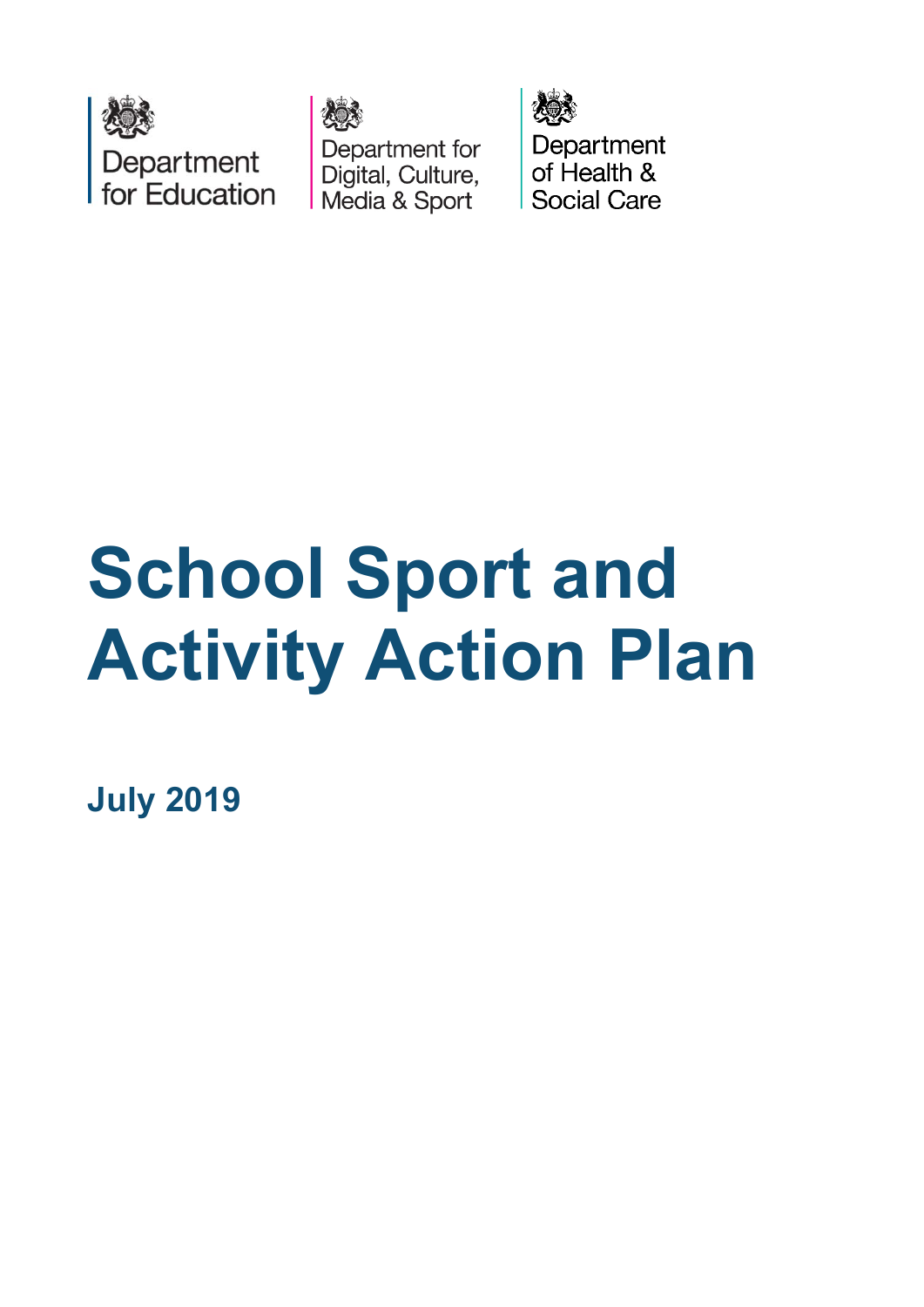Department for Education

Department for Digital, Culture, Media & Sport

Department of Health & Social Care

# School Sport and Activity Action Plan

**July 2019**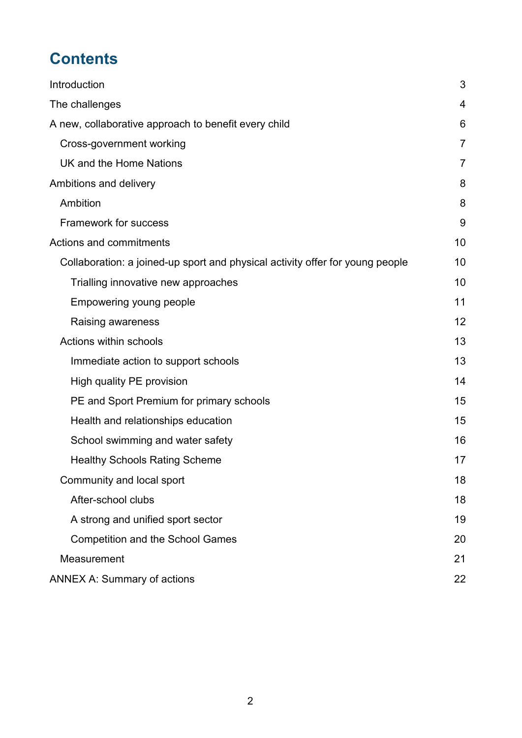# Contents

- Introduction 3
- The challenges 4
- A new, collaborative approach to benefit every child 6
  - Cross-government working 7
  - UK and the Home Nations 7
- Ambitions and delivery 8
  - Ambition 8
  - Framework for success 9
- Actions and commitments 10
  - Collaboration: a joined-up sport and physical activity offer for young people 10
    - Trialling innovative new approaches 10
    - Empowering young people 11
    - Raising awareness 12
  - Actions within schools 13
    - Immediate action to support schools 13
    - High quality PE provision 14
    - PE and Sport Premium for primary schools 15
    - Health and relationships education 15
    - School swimming and water safety 16
    - Healthy Schools Rating Scheme 17
  - Community and local sport 18
    - After-school clubs 18
    - A strong and unified sport sector 19
    - Competition and the School Games 20
  - Measurement 21
- ANNEX A: Summary of actions 22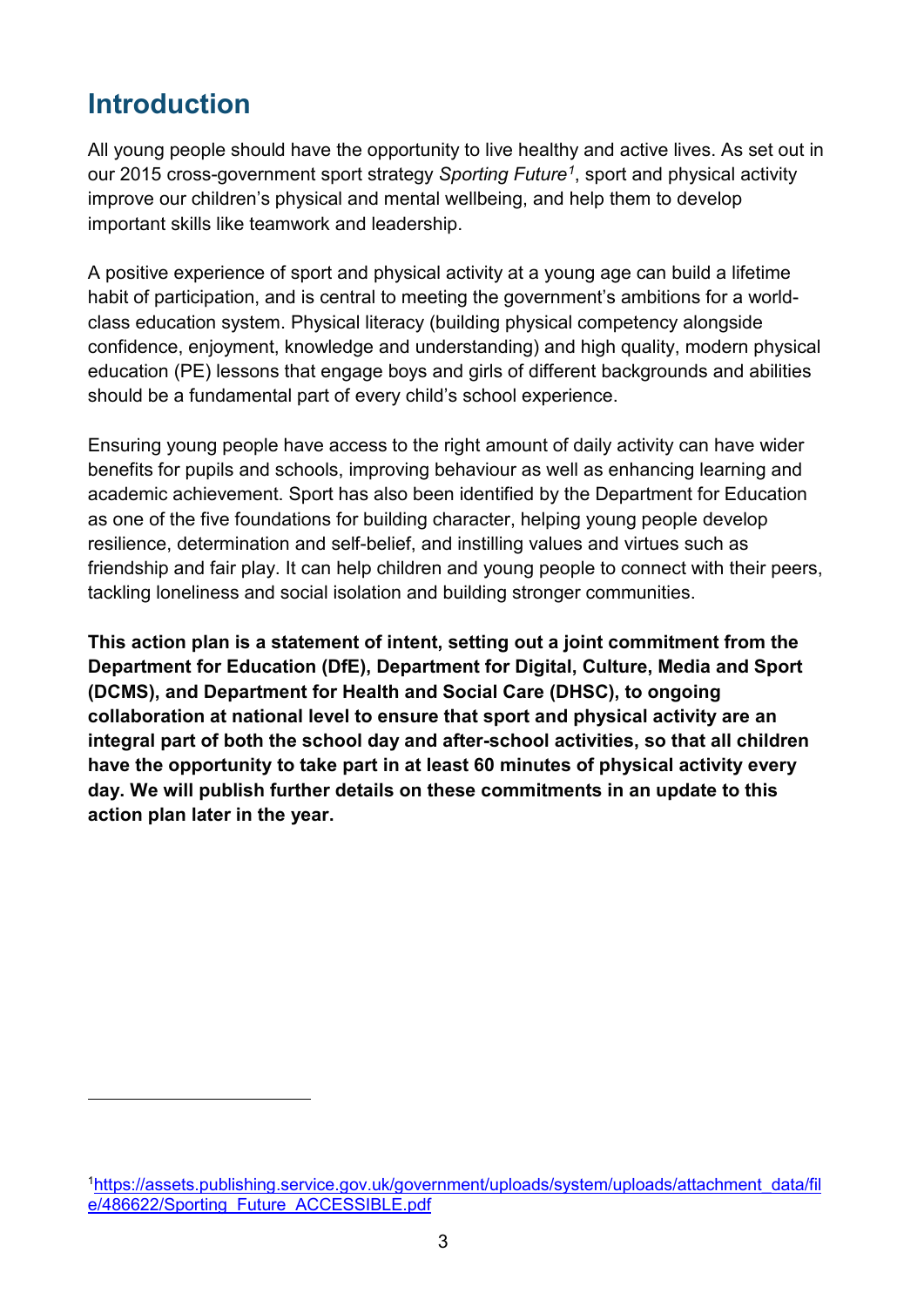## Introduction

All young people should have the opportunity to live healthy and active lives. As set out in our 2015 cross-government sport strategy *Sporting Future*[1], sport and physical activity improve our children's physical and mental wellbeing, and help them to develop important skills like teamwork and leadership.

A positive experience of sport and physical activity at a young age can build a lifetime habit of participation, and is central to meeting the government's ambitions for a world-class education system. Physical literacy (building physical competency alongside confidence, enjoyment, knowledge and understanding) and high quality, modern physical education (PE) lessons that engage boys and girls of different backgrounds and abilities should be a fundamental part of every child's school experience.

Ensuring young people have access to the right amount of daily activity can have wider benefits for pupils and schools, improving behaviour as well as enhancing learning and academic achievement. Sport has also been identified by the Department for Education as one of the five foundations for building character, helping young people develop resilience, determination and self-belief, and instilling values and virtues such as friendship and fair play. It can help children and young people to connect with their peers, tackling loneliness and social isolation and building stronger communities.

**This action plan is a statement of intent, setting out a joint commitment from the Department for Education (DfE), Department for Digital, Culture, Media and Sport (DCMS), and Department for Health and Social Care (DHSC), to ongoing collaboration at national level to ensure that sport and physical activity are an integral part of both the school day and after-school activities, so that all children have the opportunity to take part in at least 60 minutes of physical activity every day. We will publish further details on these commitments in an update to this action plan later in the year.**

---

[1] https://assets.publishing.service.gov.uk/government/uploads/system/uploads/attachment_data/file/486622/Sporting_Future_ACCESSIBLE.pdf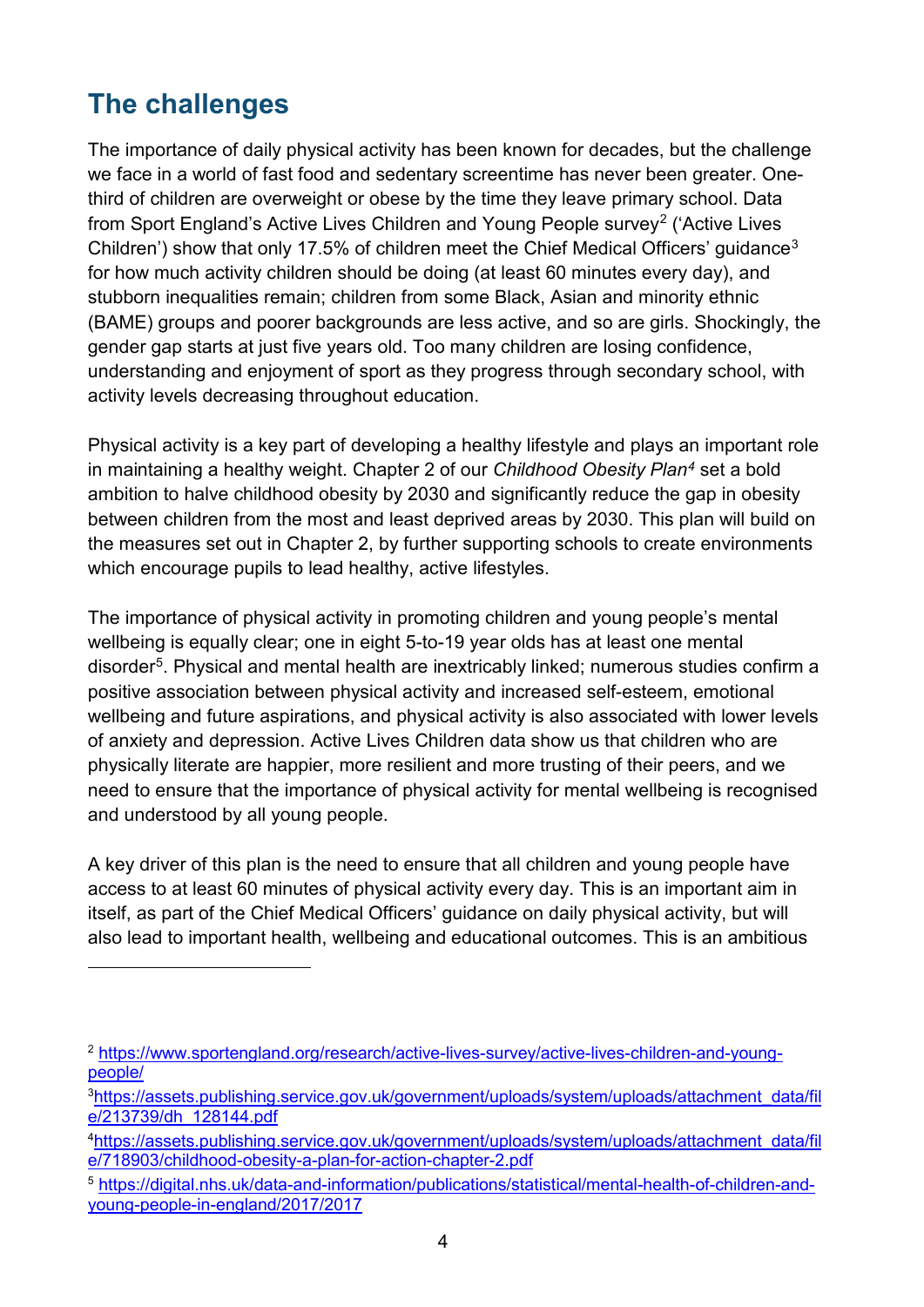## The challenges

The importance of daily physical activity has been known for decades, but the challenge we face in a world of fast food and sedentary screentime has never been greater. One-third of children are overweight or obese by the time they leave primary school. Data from Sport England's Active Lives Children and Young People survey[2] ('Active Lives Children') show that only 17.5% of children meet the Chief Medical Officers' guidance[3] for how much activity children should be doing (at least 60 minutes every day), and stubborn inequalities remain; children from some Black, Asian and minority ethnic (BAME) groups and poorer backgrounds are less active, and so are girls. Shockingly, the gender gap starts at just five years old. Too many children are losing confidence, understanding and enjoyment of sport as they progress through secondary school, with activity levels decreasing throughout education.

Physical activity is a key part of developing a healthy lifestyle and plays an important role in maintaining a healthy weight. Chapter 2 of our *Childhood Obesity Plan*[4] set a bold ambition to halve childhood obesity by 2030 and significantly reduce the gap in obesity between children from the most and least deprived areas by 2030. This plan will build on the measures set out in Chapter 2, by further supporting schools to create environments which encourage pupils to lead healthy, active lifestyles.

The importance of physical activity in promoting children and young people's mental wellbeing is equally clear; one in eight 5-to-19 year olds has at least one mental disorder[5]. Physical and mental health are inextricably linked; numerous studies confirm a positive association between physical activity and increased self-esteem, emotional wellbeing and future aspirations, and physical activity is also associated with lower levels of anxiety and depression. Active Lives Children data show us that children who are physically literate are happier, more resilient and more trusting of their peers, and we need to ensure that the importance of physical activity for mental wellbeing is recognised and understood by all young people.

A key driver of this plan is the need to ensure that all children and young people have access to at least 60 minutes of physical activity every day. This is an important aim in itself, as part of the Chief Medical Officers' guidance on daily physical activity, but will also lead to important health, wellbeing and educational outcomes. This is an ambitious

---

[2] https://www.sportengland.org/research/active-lives-survey/active-lives-children-and-young-people/

[3] https://assets.publishing.service.gov.uk/government/uploads/system/uploads/attachment_data/file/213739/dh_128144.pdf

[4] https://assets.publishing.service.gov.uk/government/uploads/system/uploads/attachment_data/file/718903/childhood-obesity-a-plan-for-action-chapter-2.pdf

[5] https://digital.nhs.uk/data-and-information/publications/statistical/mental-health-of-children-and-young-people-in-england/2017/2017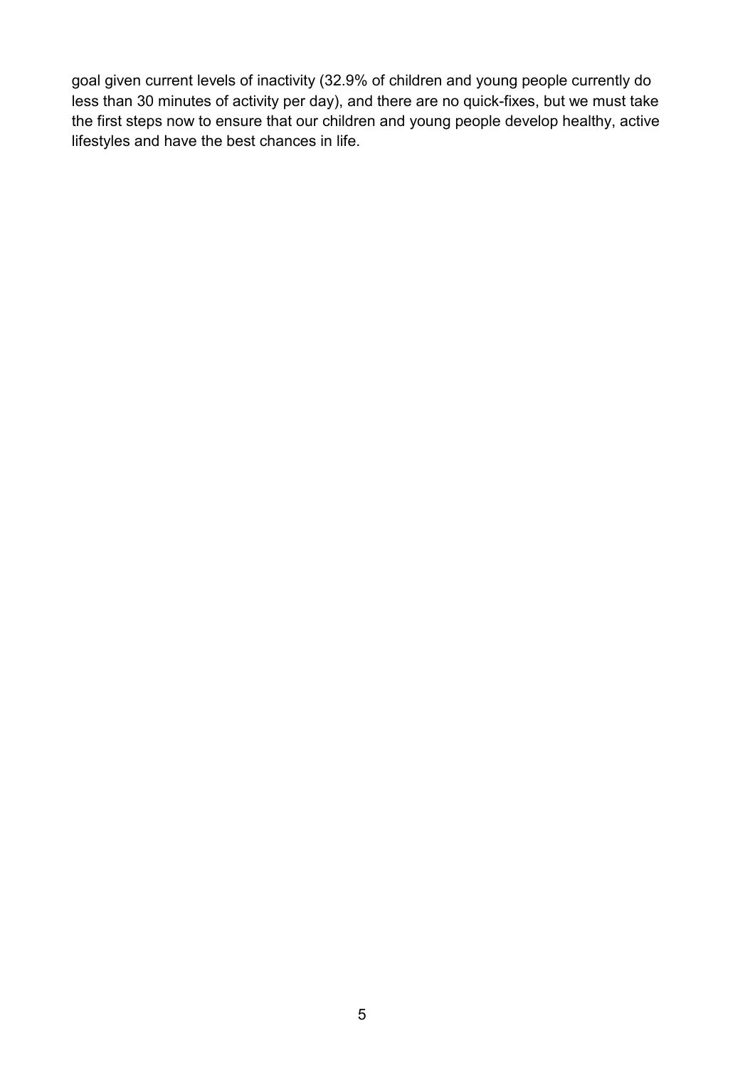goal given current levels of inactivity (32.9% of children and young people currently do less than 30 minutes of activity per day), and there are no quick-fixes, but we must take the first steps now to ensure that our children and young people develop healthy, active lifestyles and have the best chances in life.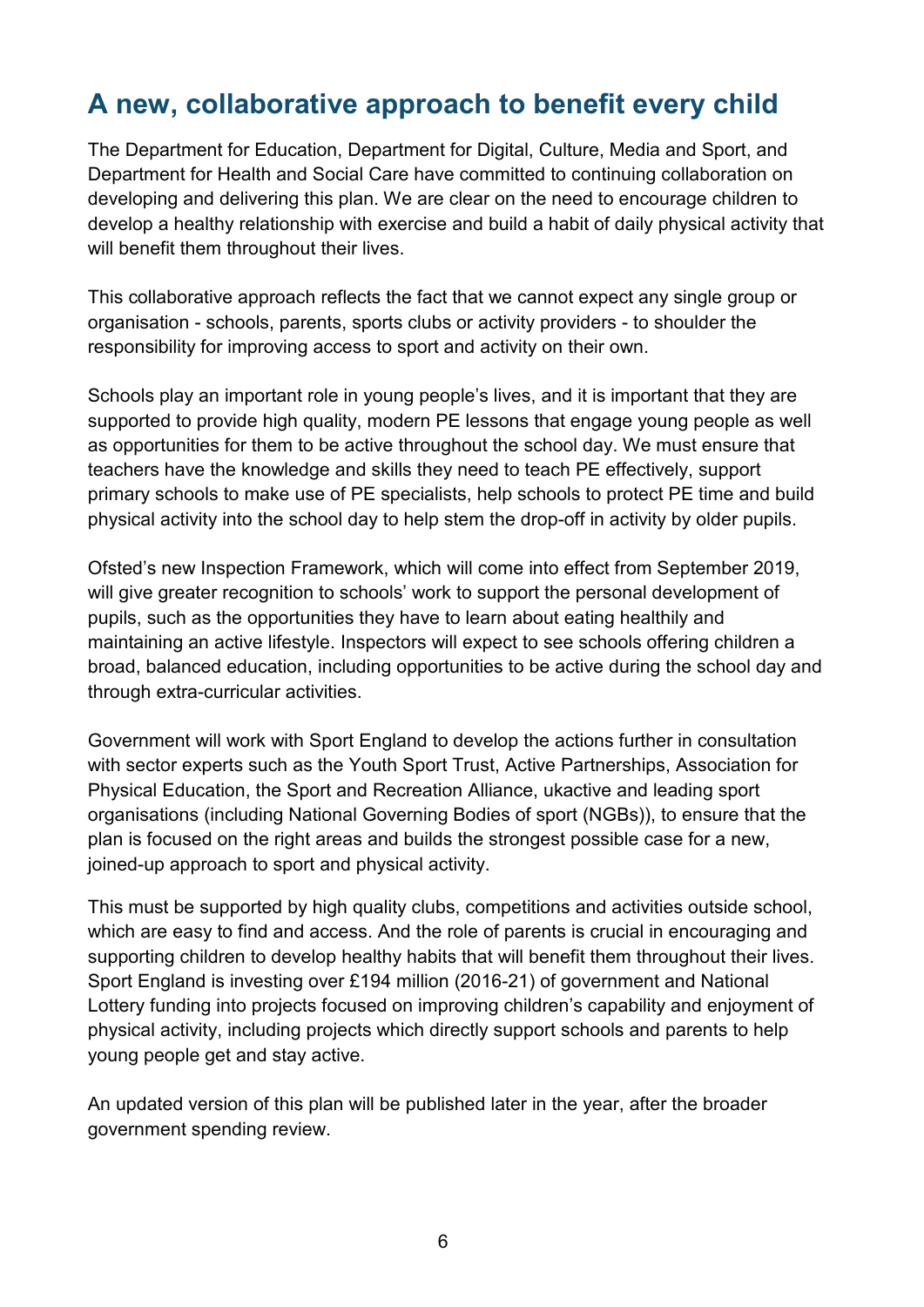## A new, collaborative approach to benefit every child

The Department for Education, Department for Digital, Culture, Media and Sport, and Department for Health and Social Care have committed to continuing collaboration on developing and delivering this plan. We are clear on the need to encourage children to develop a healthy relationship with exercise and build a habit of daily physical activity that will benefit them throughout their lives.

This collaborative approach reflects the fact that we cannot expect any single group or organisation - schools, parents, sports clubs or activity providers - to shoulder the responsibility for improving access to sport and activity on their own.

Schools play an important role in young people's lives, and it is important that they are supported to provide high quality, modern PE lessons that engage young people as well as opportunities for them to be active throughout the school day. We must ensure that teachers have the knowledge and skills they need to teach PE effectively, support primary schools to make use of PE specialists, help schools to protect PE time and build physical activity into the school day to help stem the drop-off in activity by older pupils.

Ofsted's new Inspection Framework, which will come into effect from September 2019, will give greater recognition to schools' work to support the personal development of pupils, such as the opportunities they have to learn about eating healthily and maintaining an active lifestyle. Inspectors will expect to see schools offering children a broad, balanced education, including opportunities to be active during the school day and through extra-curricular activities.

Government will work with Sport England to develop the actions further in consultation with sector experts such as the Youth Sport Trust, Active Partnerships, Association for Physical Education, the Sport and Recreation Alliance, ukactive and leading sport organisations (including National Governing Bodies of sport (NGBs)), to ensure that the plan is focused on the right areas and builds the strongest possible case for a new, joined-up approach to sport and physical activity.

This must be supported by high quality clubs, competitions and activities outside school, which are easy to find and access. And the role of parents is crucial in encouraging and supporting children to develop healthy habits that will benefit them throughout their lives. Sport England is investing over £194 million (2016-21) of government and National Lottery funding into projects focused on improving children's capability and enjoyment of physical activity, including projects which directly support schools and parents to help young people get and stay active.

An updated version of this plan will be published later in the year, after the broader government spending review.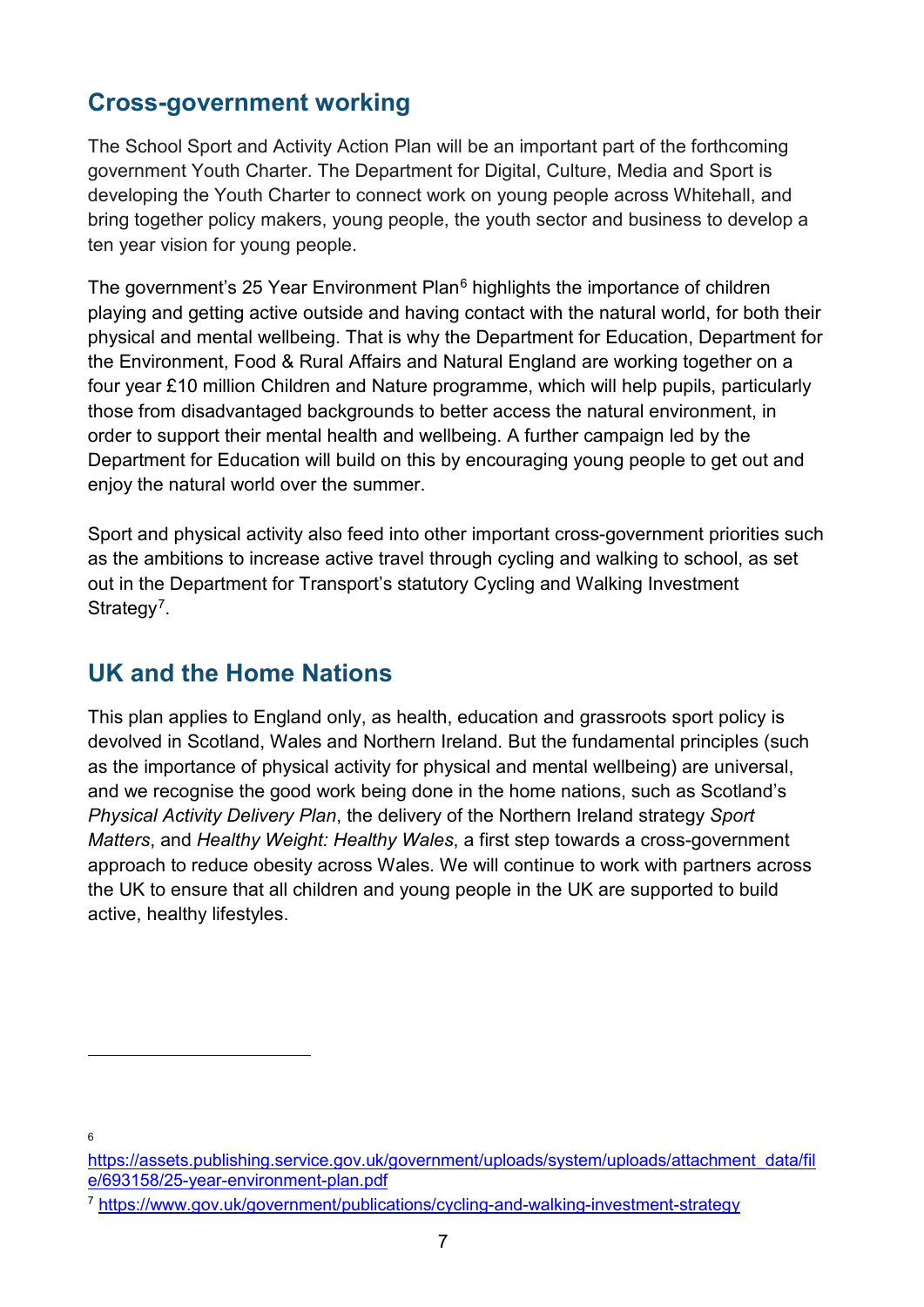## Cross-government working

The School Sport and Activity Action Plan will be an important part of the forthcoming government Youth Charter. The Department for Digital, Culture, Media and Sport is developing the Youth Charter to connect work on young people across Whitehall, and bring together policy makers, young people, the youth sector and business to develop a ten year vision for young people.

The government's 25 Year Environment Plan[6] highlights the importance of children playing and getting active outside and having contact with the natural world, for both their physical and mental wellbeing. That is why the Department for Education, Department for the Environment, Food & Rural Affairs and Natural England are working together on a four year £10 million Children and Nature programme, which will help pupils, particularly those from disadvantaged backgrounds to better access the natural environment, in order to support their mental health and wellbeing. A further campaign led by the Department for Education will build on this by encouraging young people to get out and enjoy the natural world over the summer.

Sport and physical activity also feed into other important cross-government priorities such as the ambitions to increase active travel through cycling and walking to school, as set out in the Department for Transport's statutory Cycling and Walking Investment Strategy[7].

## UK and the Home Nations

This plan applies to England only, as health, education and grassroots sport policy is devolved in Scotland, Wales and Northern Ireland. But the fundamental principles (such as the importance of physical activity for physical and mental wellbeing) are universal, and we recognise the good work being done in the home nations, such as Scotland's *Physical Activity Delivery Plan*, the delivery of the Northern Ireland strategy *Sport Matters*, and *Healthy Weight: Healthy Wales*, a first step towards a cross-government approach to reduce obesity across Wales. We will continue to work with partners across the UK to ensure that all children and young people in the UK are supported to build active, healthy lifestyles.

---

[6] https://assets.publishing.service.gov.uk/government/uploads/system/uploads/attachment_data/file/693158/25-year-environment-plan.pdf

[7] https://www.gov.uk/government/publications/cycling-and-walking-investment-strategy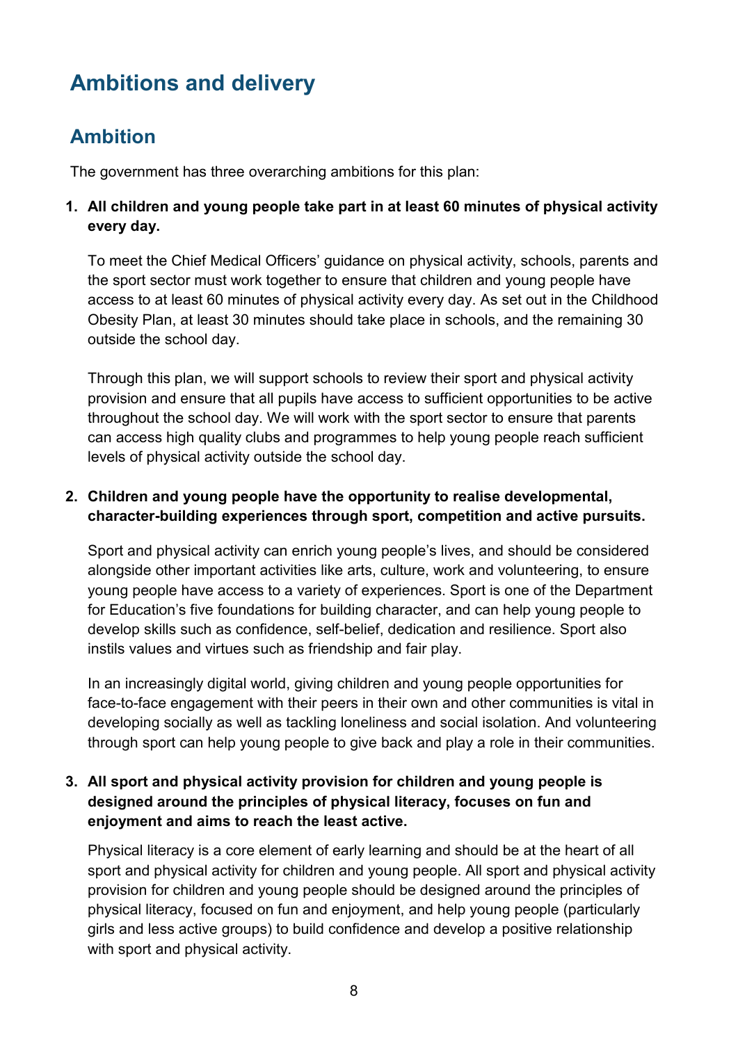# Ambitions and delivery

## Ambition

The government has three overarching ambitions for this plan:

1. **All children and young people take part in at least 60 minutes of physical activity every day.**

   To meet the Chief Medical Officers' guidance on physical activity, schools, parents and the sport sector must work together to ensure that children and young people have access to at least 60 minutes of physical activity every day. As set out in the Childhood Obesity Plan, at least 30 minutes should take place in schools, and the remaining 30 outside the school day.

   Through this plan, we will support schools to review their sport and physical activity provision and ensure that all pupils have access to sufficient opportunities to be active throughout the school day. We will work with the sport sector to ensure that parents can access high quality clubs and programmes to help young people reach sufficient levels of physical activity outside the school day.

2. **Children and young people have the opportunity to realise developmental, character-building experiences through sport, competition and active pursuits.**

   Sport and physical activity can enrich young people's lives, and should be considered alongside other important activities like arts, culture, work and volunteering, to ensure young people have access to a variety of experiences. Sport is one of the Department for Education's five foundations for building character, and can help young people to develop skills such as confidence, self-belief, dedication and resilience. Sport also instils values and virtues such as friendship and fair play.

   In an increasingly digital world, giving children and young people opportunities for face-to-face engagement with their peers in their own and other communities is vital in developing socially as well as tackling loneliness and social isolation. And volunteering through sport can help young people to give back and play a role in their communities.

3. **All sport and physical activity provision for children and young people is designed around the principles of physical literacy, focuses on fun and enjoyment and aims to reach the least active.**

   Physical literacy is a core element of early learning and should be at the heart of all sport and physical activity for children and young people. All sport and physical activity provision for children and young people should be designed around the principles of physical literacy, focused on fun and enjoyment, and help young people (particularly girls and less active groups) to build confidence and develop a positive relationship with sport and physical activity.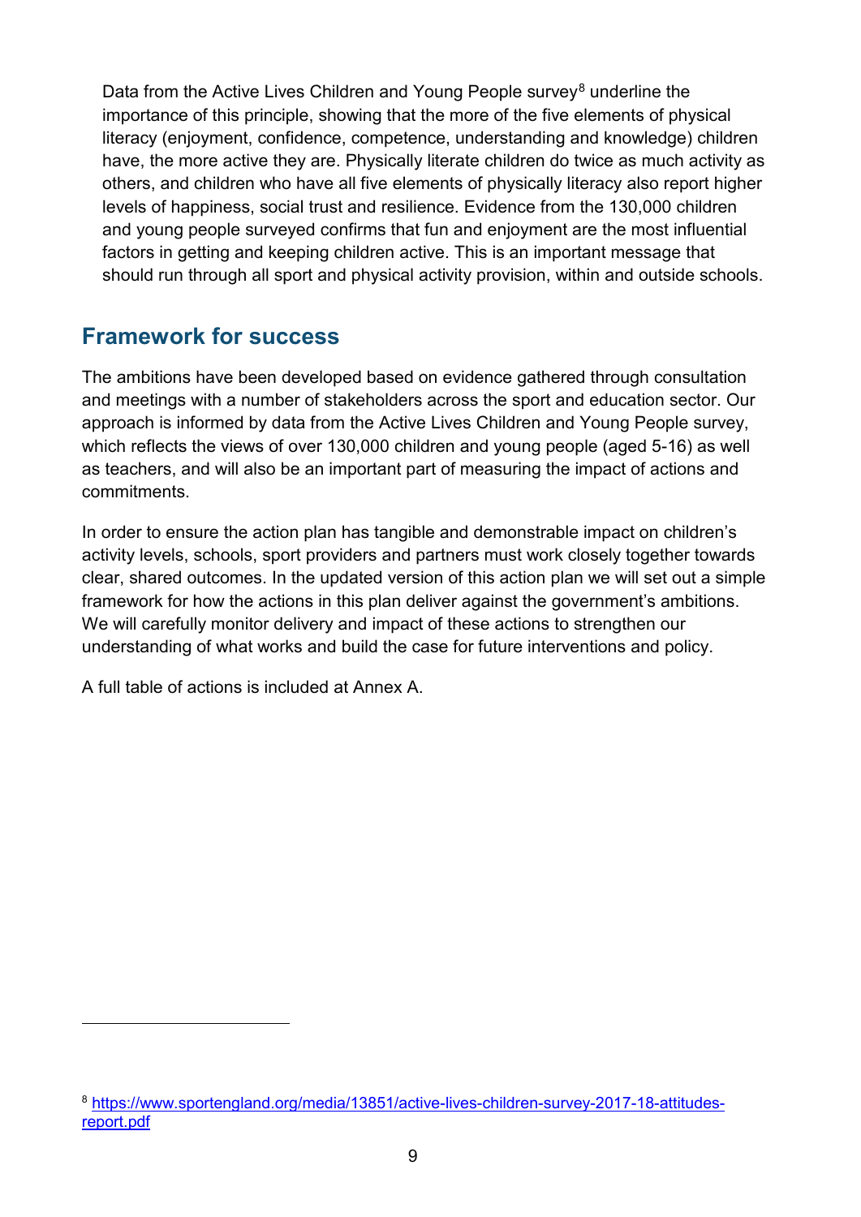Data from the Active Lives Children and Young People survey[8] underline the importance of this principle, showing that the more of the five elements of physical literacy (enjoyment, confidence, competence, understanding and knowledge) children have, the more active they are. Physically literate children do twice as much activity as others, and children who have all five elements of physically literacy also report higher levels of happiness, social trust and resilience. Evidence from the 130,000 children and young people surveyed confirms that fun and enjoyment are the most influential factors in getting and keeping children active. This is an important message that should run through all sport and physical activity provision, within and outside schools.

## Framework for success

The ambitions have been developed based on evidence gathered through consultation and meetings with a number of stakeholders across the sport and education sector. Our approach is informed by data from the Active Lives Children and Young People survey, which reflects the views of over 130,000 children and young people (aged 5-16) as well as teachers, and will also be an important part of measuring the impact of actions and commitments.

In order to ensure the action plan has tangible and demonstrable impact on children's activity levels, schools, sport providers and partners must work closely together towards clear, shared outcomes. In the updated version of this action plan we will set out a simple framework for how the actions in this plan deliver against the government's ambitions. We will carefully monitor delivery and impact of these actions to strengthen our understanding of what works and build the case for future interventions and policy.

A full table of actions is included at Annex A.

---

[8] https://www.sportengland.org/media/13851/active-lives-children-survey-2017-18-attitudes-report.pdf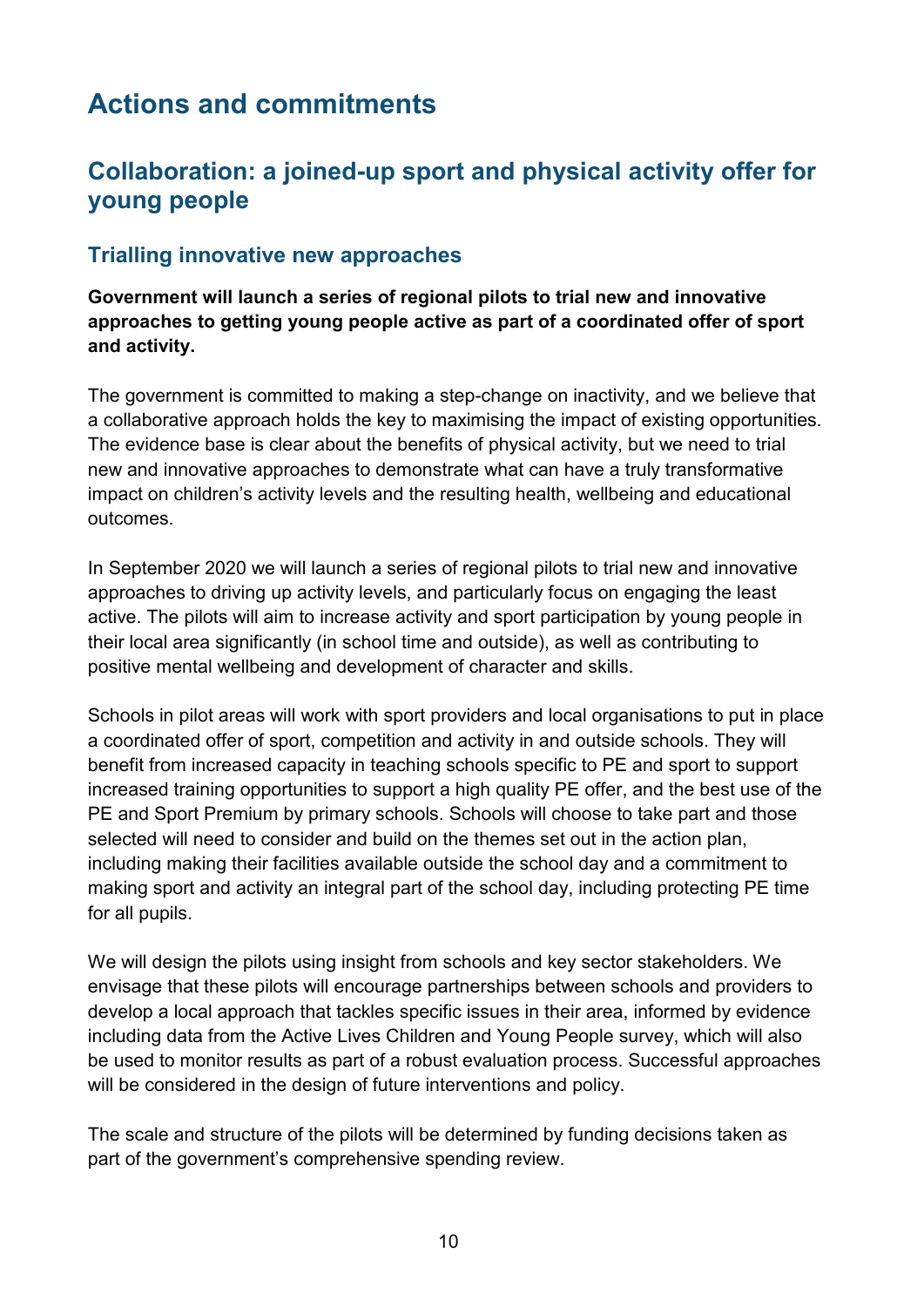# Actions and commitments

## Collaboration: a joined-up sport and physical activity offer for young people

### Trialling innovative new approaches

**Government will launch a series of regional pilots to trial new and innovative approaches to getting young people active as part of a coordinated offer of sport and activity.**

The government is committed to making a step-change on inactivity, and we believe that a collaborative approach holds the key to maximising the impact of existing opportunities. The evidence base is clear about the benefits of physical activity, but we need to trial new and innovative approaches to demonstrate what can have a truly transformative impact on children's activity levels and the resulting health, wellbeing and educational outcomes.

In September 2020 we will launch a series of regional pilots to trial new and innovative approaches to driving up activity levels, and particularly focus on engaging the least active. The pilots will aim to increase activity and sport participation by young people in their local area significantly (in school time and outside), as well as contributing to positive mental wellbeing and development of character and skills.

Schools in pilot areas will work with sport providers and local organisations to put in place a coordinated offer of sport, competition and activity in and outside schools. They will benefit from increased capacity in teaching schools specific to PE and sport to support increased training opportunities to support a high quality PE offer, and the best use of the PE and Sport Premium by primary schools. Schools will choose to take part and those selected will need to consider and build on the themes set out in the action plan, including making their facilities available outside the school day and a commitment to making sport and activity an integral part of the school day, including protecting PE time for all pupils.

We will design the pilots using insight from schools and key sector stakeholders. We envisage that these pilots will encourage partnerships between schools and providers to develop a local approach that tackles specific issues in their area, informed by evidence including data from the Active Lives Children and Young People survey, which will also be used to monitor results as part of a robust evaluation process. Successful approaches will be considered in the design of future interventions and policy.

The scale and structure of the pilots will be determined by funding decisions taken as part of the government's comprehensive spending review.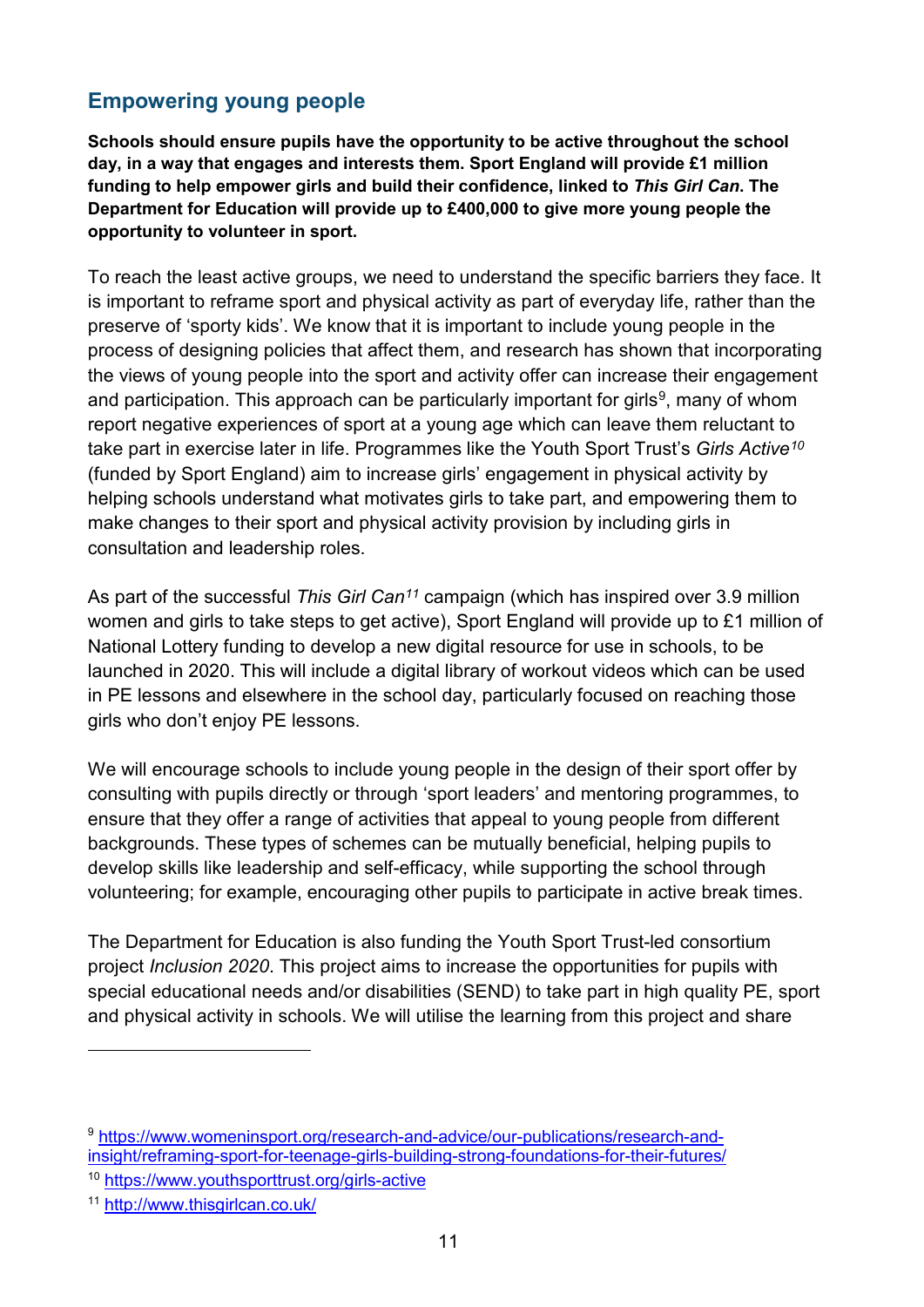## Empowering young people

**Schools should ensure pupils have the opportunity to be active throughout the school day, in a way that engages and interests them. Sport England will provide £1 million funding to help empower girls and build their confidence, linked to *This Girl Can*. The Department for Education will provide up to £400,000 to give more young people the opportunity to volunteer in sport.**

To reach the least active groups, we need to understand the specific barriers they face. It is important to reframe sport and physical activity as part of everyday life, rather than the preserve of 'sporty kids'. We know that it is important to include young people in the process of designing policies that affect them, and research has shown that incorporating the views of young people into the sport and activity offer can increase their engagement and participation. This approach can be particularly important for girls[9], many of whom report negative experiences of sport at a young age which can leave them reluctant to take part in exercise later in life. Programmes like the Youth Sport Trust's *Girls Active*[10] (funded by Sport England) aim to increase girls' engagement in physical activity by helping schools understand what motivates girls to take part, and empowering them to make changes to their sport and physical activity provision by including girls in consultation and leadership roles.

As part of the successful *This Girl Can*[11] campaign (which has inspired over 3.9 million women and girls to take steps to get active), Sport England will provide up to £1 million of National Lottery funding to develop a new digital resource for use in schools, to be launched in 2020. This will include a digital library of workout videos which can be used in PE lessons and elsewhere in the school day, particularly focused on reaching those girls who don't enjoy PE lessons.

We will encourage schools to include young people in the design of their sport offer by consulting with pupils directly or through 'sport leaders' and mentoring programmes, to ensure that they offer a range of activities that appeal to young people from different backgrounds. These types of schemes can be mutually beneficial, helping pupils to develop skills like leadership and self-efficacy, while supporting the school through volunteering; for example, encouraging other pupils to participate in active break times.

The Department for Education is also funding the Youth Sport Trust-led consortium project *Inclusion 2020*. This project aims to increase the opportunities for pupils with special educational needs and/or disabilities (SEND) to take part in high quality PE, sport and physical activity in schools. We will utilise the learning from this project and share

---

[9] https://www.womeninsport.org/research-and-advice/our-publications/research-and-insight/reframing-sport-for-teenage-girls-building-strong-foundations-for-their-futures/

[10] https://www.youthsporttrust.org/girls-active

[11] http://www.thisgirlcan.co.uk/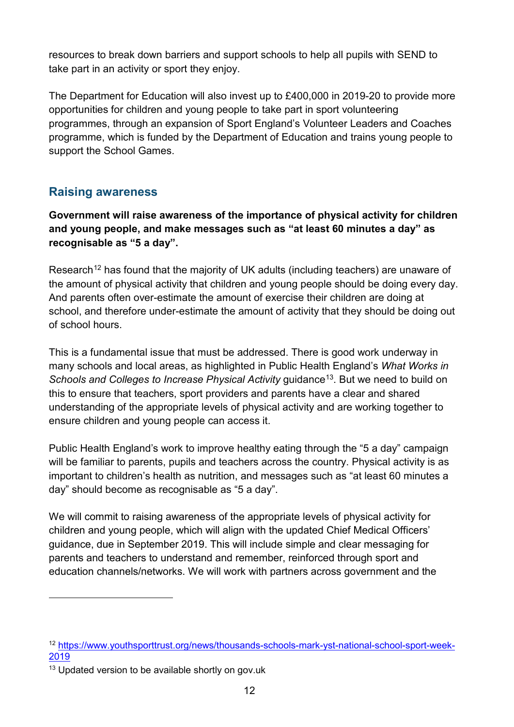resources to break down barriers and support schools to help all pupils with SEND to take part in an activity or sport they enjoy.

The Department for Education will also invest up to £400,000 in 2019-20 to provide more opportunities for children and young people to take part in sport volunteering programmes, through an expansion of Sport England's Volunteer Leaders and Coaches programme, which is funded by the Department of Education and trains young people to support the School Games.

## Raising awareness

**Government will raise awareness of the importance of physical activity for children and young people, and make messages such as "at least 60 minutes a day" as recognisable as "5 a day".**

Research[12] has found that the majority of UK adults (including teachers) are unaware of the amount of physical activity that children and young people should be doing every day. And parents often over-estimate the amount of exercise their children are doing at school, and therefore under-estimate the amount of activity that they should be doing out of school hours.

This is a fundamental issue that must be addressed. There is good work underway in many schools and local areas, as highlighted in Public Health England's *What Works in Schools and Colleges to Increase Physical Activity* guidance[13]. But we need to build on this to ensure that teachers, sport providers and parents have a clear and shared understanding of the appropriate levels of physical activity and are working together to ensure children and young people can access it.

Public Health England's work to improve healthy eating through the "5 a day" campaign will be familiar to parents, pupils and teachers across the country. Physical activity is as important to children's health as nutrition, and messages such as "at least 60 minutes a day" should become as recognisable as "5 a day".

We will commit to raising awareness of the appropriate levels of physical activity for children and young people, which will align with the updated Chief Medical Officers' guidance, due in September 2019. This will include simple and clear messaging for parents and teachers to understand and remember, reinforced through sport and education channels/networks. We will work with partners across government and the

---

[12] https://www.youthsporttrust.org/news/thousands-schools-mark-yst-national-school-sport-week-2019

[13] Updated version to be available shortly on gov.uk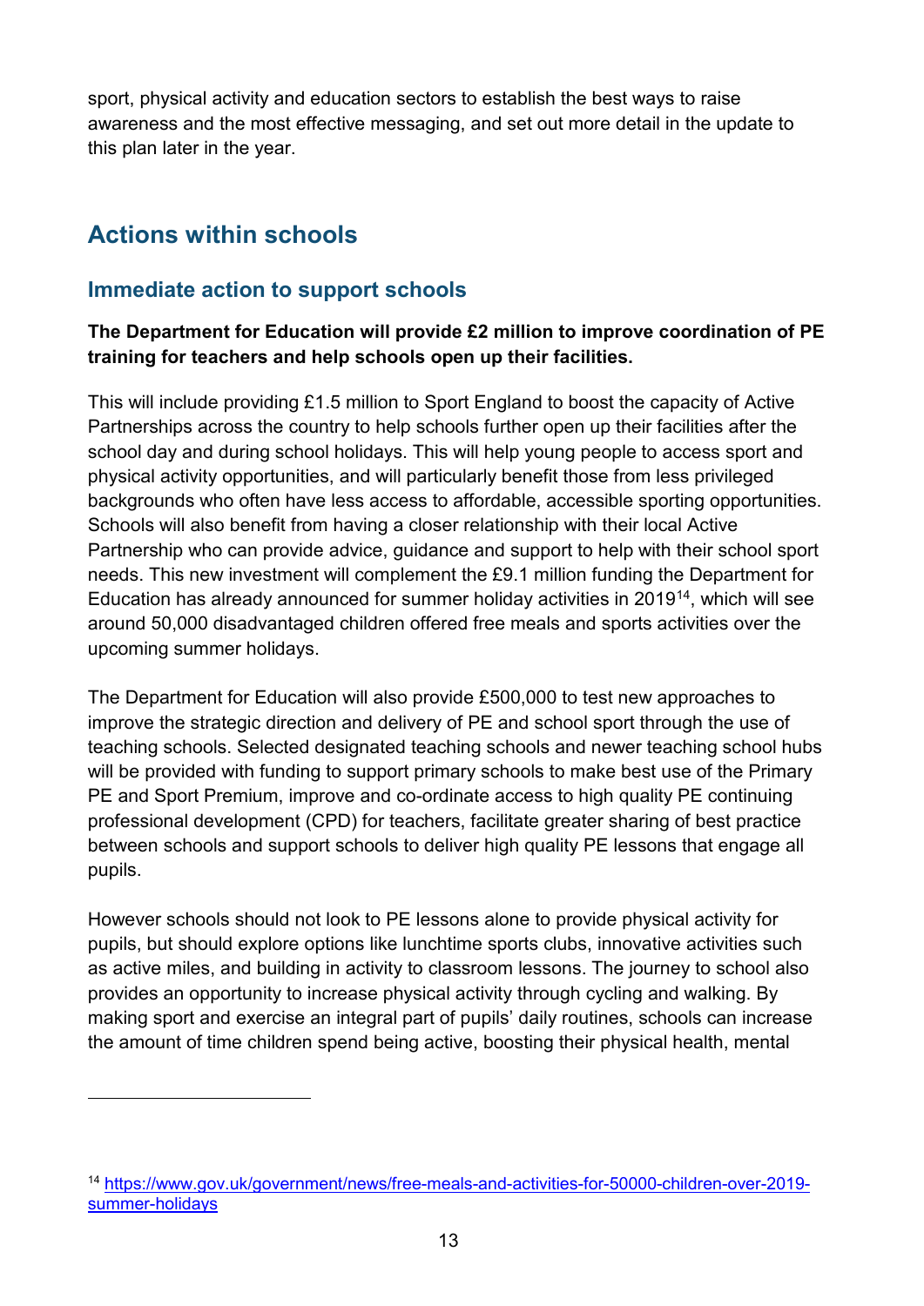sport, physical activity and education sectors to establish the best ways to raise awareness and the most effective messaging, and set out more detail in the update to this plan later in the year.

## Actions within schools

### Immediate action to support schools

**The Department for Education will provide £2 million to improve coordination of PE training for teachers and help schools open up their facilities.**

This will include providing £1.5 million to Sport England to boost the capacity of Active Partnerships across the country to help schools further open up their facilities after the school day and during school holidays. This will help young people to access sport and physical activity opportunities, and will particularly benefit those from less privileged backgrounds who often have less access to affordable, accessible sporting opportunities. Schools will also benefit from having a closer relationship with their local Active Partnership who can provide advice, guidance and support to help with their school sport needs. This new investment will complement the £9.1 million funding the Department for Education has already announced for summer holiday activities in 2019[14], which will see around 50,000 disadvantaged children offered free meals and sports activities over the upcoming summer holidays.

The Department for Education will also provide £500,000 to test new approaches to improve the strategic direction and delivery of PE and school sport through the use of teaching schools. Selected designated teaching schools and newer teaching school hubs will be provided with funding to support primary schools to make best use of the Primary PE and Sport Premium, improve and co-ordinate access to high quality PE continuing professional development (CPD) for teachers, facilitate greater sharing of best practice between schools and support schools to deliver high quality PE lessons that engage all pupils.

However schools should not look to PE lessons alone to provide physical activity for pupils, but should explore options like lunchtime sports clubs, innovative activities such as active miles, and building in activity to classroom lessons. The journey to school also provides an opportunity to increase physical activity through cycling and walking. By making sport and exercise an integral part of pupils' daily routines, schools can increase the amount of time children spend being active, boosting their physical health, mental

---

[14] https://www.gov.uk/government/news/free-meals-and-activities-for-50000-children-over-2019-summer-holidays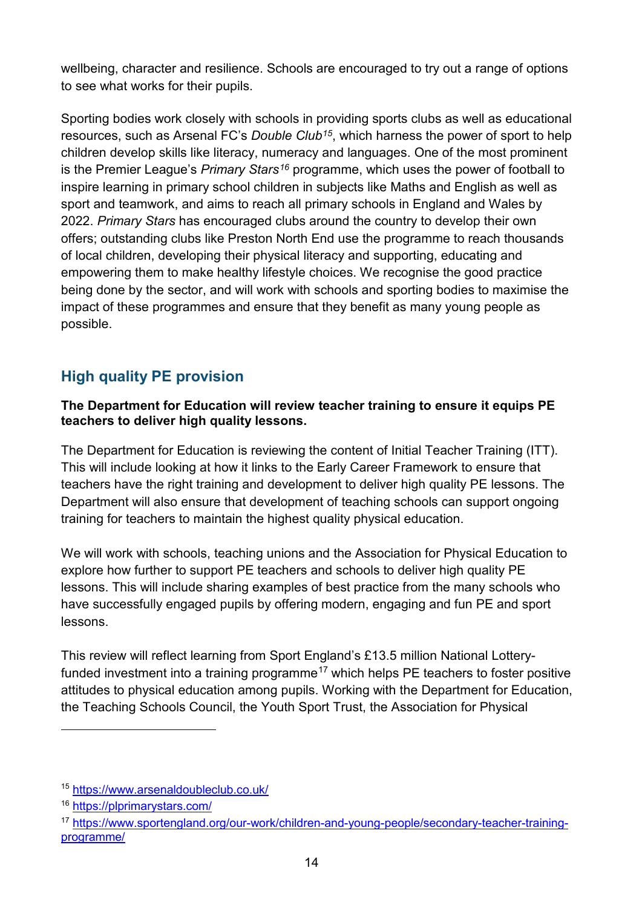wellbeing, character and resilience. Schools are encouraged to try out a range of options to see what works for their pupils.

Sporting bodies work closely with schools in providing sports clubs as well as educational resources, such as Arsenal FC's *Double Club*[15], which harness the power of sport to help children develop skills like literacy, numeracy and languages. One of the most prominent is the Premier League's *Primary Stars*[16] programme, which uses the power of football to inspire learning in primary school children in subjects like Maths and English as well as sport and teamwork, and aims to reach all primary schools in England and Wales by 2022. *Primary Stars* has encouraged clubs around the country to develop their own offers; outstanding clubs like Preston North End use the programme to reach thousands of local children, developing their physical literacy and supporting, educating and empowering them to make healthy lifestyle choices. We recognise the good practice being done by the sector, and will work with schools and sporting bodies to maximise the impact of these programmes and ensure that they benefit as many young people as possible.

## High quality PE provision

**The Department for Education will review teacher training to ensure it equips PE teachers to deliver high quality lessons.**

The Department for Education is reviewing the content of Initial Teacher Training (ITT). This will include looking at how it links to the Early Career Framework to ensure that teachers have the right training and development to deliver high quality PE lessons. The Department will also ensure that development of teaching schools can support ongoing training for teachers to maintain the highest quality physical education.

We will work with schools, teaching unions and the Association for Physical Education to explore how further to support PE teachers and schools to deliver high quality PE lessons. This will include sharing examples of best practice from the many schools who have successfully engaged pupils by offering modern, engaging and fun PE and sport lessons.

This review will reflect learning from Sport England's £13.5 million National Lottery-funded investment into a training programme[17] which helps PE teachers to foster positive attitudes to physical education among pupils. Working with the Department for Education, the Teaching Schools Council, the Youth Sport Trust, the Association for Physical

---

[15] https://www.arsenaldoubleclub.co.uk/

[16] https://plprimarystars.com/

[17] https://www.sportengland.org/our-work/children-and-young-people/secondary-teacher-training-programme/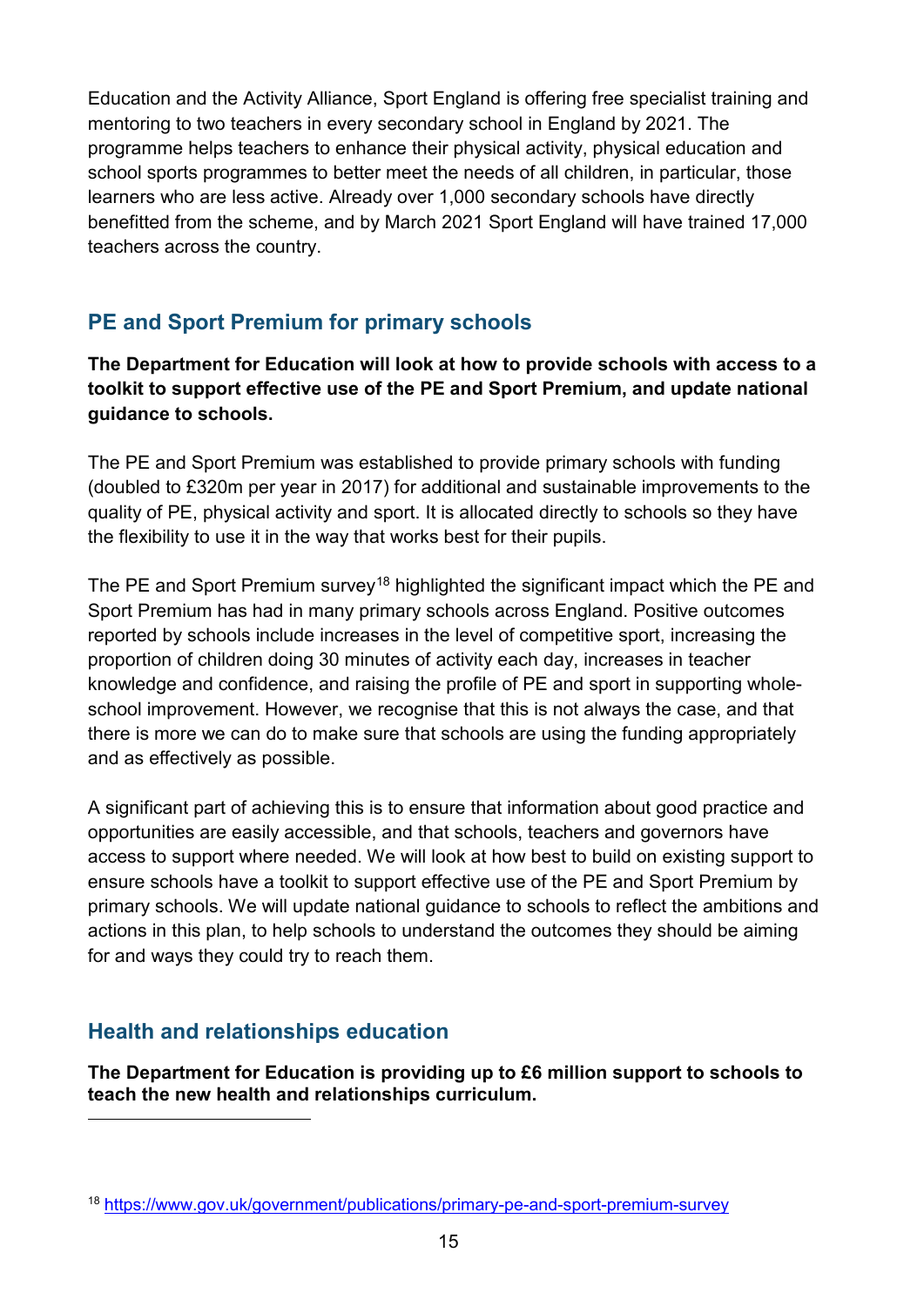Education and the Activity Alliance, Sport England is offering free specialist training and mentoring to two teachers in every secondary school in England by 2021. The programme helps teachers to enhance their physical activity, physical education and school sports programmes to better meet the needs of all children, in particular, those learners who are less active. Already over 1,000 secondary schools have directly benefitted from the scheme, and by March 2021 Sport England will have trained 17,000 teachers across the country.

## PE and Sport Premium for primary schools

**The Department for Education will look at how to provide schools with access to a toolkit to support effective use of the PE and Sport Premium, and update national guidance to schools.**

The PE and Sport Premium was established to provide primary schools with funding (doubled to £320m per year in 2017) for additional and sustainable improvements to the quality of PE, physical activity and sport. It is allocated directly to schools so they have the flexibility to use it in the way that works best for their pupils.

The PE and Sport Premium survey[18] highlighted the significant impact which the PE and Sport Premium has had in many primary schools across England. Positive outcomes reported by schools include increases in the level of competitive sport, increasing the proportion of children doing 30 minutes of activity each day, increases in teacher knowledge and confidence, and raising the profile of PE and sport in supporting whole-school improvement. However, we recognise that this is not always the case, and that there is more we can do to make sure that schools are using the funding appropriately and as effectively as possible.

A significant part of achieving this is to ensure that information about good practice and opportunities are easily accessible, and that schools, teachers and governors have access to support where needed. We will look at how best to build on existing support to ensure schools have a toolkit to support effective use of the PE and Sport Premium by primary schools. We will update national guidance to schools to reflect the ambitions and actions in this plan, to help schools to understand the outcomes they should be aiming for and ways they could try to reach them.

## Health and relationships education

**The Department for Education is providing up to £6 million support to schools to teach the new health and relationships curriculum.**

[18] https://www.gov.uk/government/publications/primary-pe-and-sport-premium-survey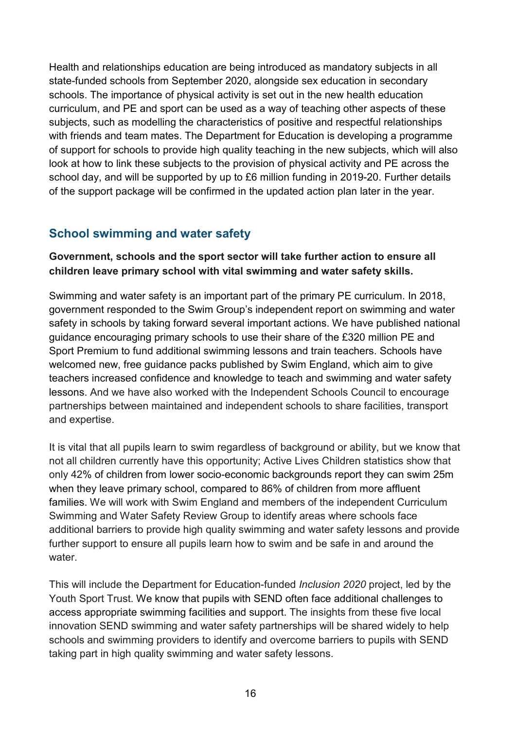Health and relationships education are being introduced as mandatory subjects in all state-funded schools from September 2020, alongside sex education in secondary schools. The importance of physical activity is set out in the new health education curriculum, and PE and sport can be used as a way of teaching other aspects of these subjects, such as modelling the characteristics of positive and respectful relationships with friends and team mates. The Department for Education is developing a programme of support for schools to provide high quality teaching in the new subjects, which will also look at how to link these subjects to the provision of physical activity and PE across the school day, and will be supported by up to £6 million funding in 2019-20. Further details of the support package will be confirmed in the updated action plan later in the year.

## School swimming and water safety

**Government, schools and the sport sector will take further action to ensure all children leave primary school with vital swimming and water safety skills.**

Swimming and water safety is an important part of the primary PE curriculum. In 2018, government responded to the Swim Group's independent report on swimming and water safety in schools by taking forward several important actions. We have published national guidance encouraging primary schools to use their share of the £320 million PE and Sport Premium to fund additional swimming lessons and train teachers. Schools have welcomed new, free guidance packs published by Swim England, which aim to give teachers increased confidence and knowledge to teach and swimming and water safety lessons. And we have also worked with the Independent Schools Council to encourage partnerships between maintained and independent schools to share facilities, transport and expertise.

It is vital that all pupils learn to swim regardless of background or ability, but we know that not all children currently have this opportunity; Active Lives Children statistics show that only 42% of children from lower socio-economic backgrounds report they can swim 25m when they leave primary school, compared to 86% of children from more affluent families. We will work with Swim England and members of the independent Curriculum Swimming and Water Safety Review Group to identify areas where schools face additional barriers to provide high quality swimming and water safety lessons and provide further support to ensure all pupils learn how to swim and be safe in and around the water.

This will include the Department for Education-funded *Inclusion 2020* project, led by the Youth Sport Trust. We know that pupils with SEND often face additional challenges to access appropriate swimming facilities and support. The insights from these five local innovation SEND swimming and water safety partnerships will be shared widely to help schools and swimming providers to identify and overcome barriers to pupils with SEND taking part in high quality swimming and water safety lessons.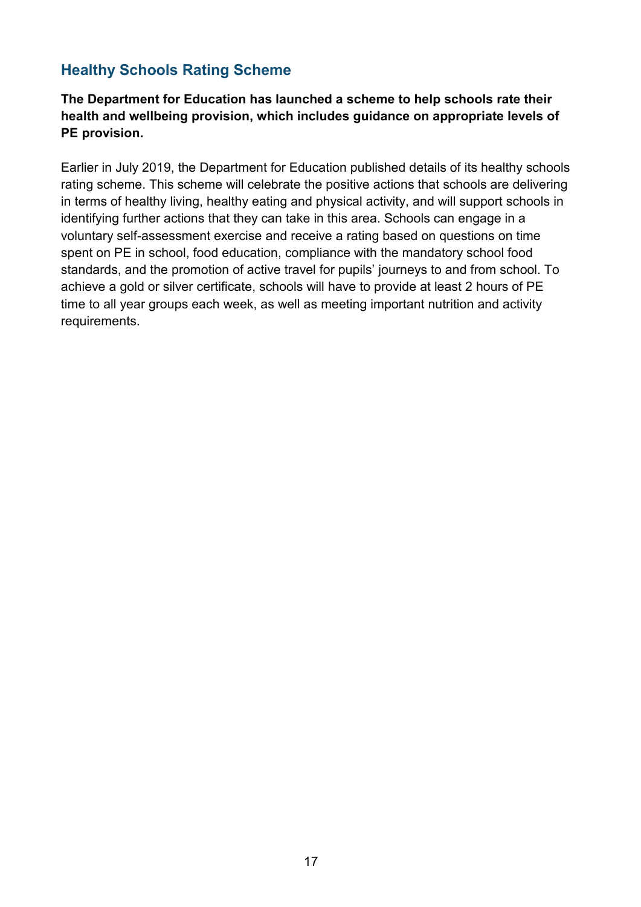## Healthy Schools Rating Scheme

**The Department for Education has launched a scheme to help schools rate their health and wellbeing provision, which includes guidance on appropriate levels of PE provision.**

Earlier in July 2019, the Department for Education published details of its healthy schools rating scheme. This scheme will celebrate the positive actions that schools are delivering in terms of healthy living, healthy eating and physical activity, and will support schools in identifying further actions that they can take in this area. Schools can engage in a voluntary self-assessment exercise and receive a rating based on questions on time spent on PE in school, food education, compliance with the mandatory school food standards, and the promotion of active travel for pupils' journeys to and from school. To achieve a gold or silver certificate, schools will have to provide at least 2 hours of PE time to all year groups each week, as well as meeting important nutrition and activity requirements.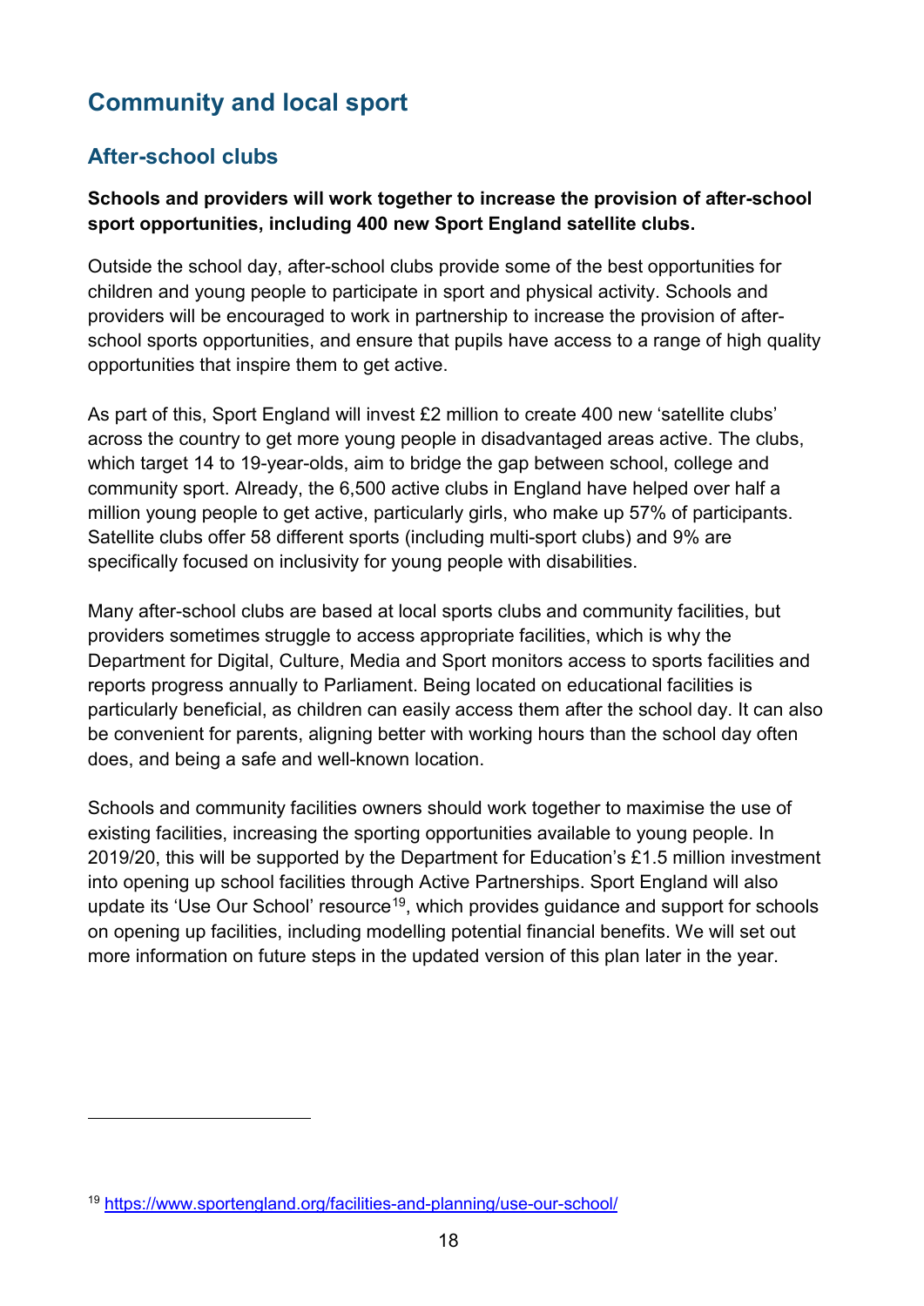## Community and local sport

### After-school clubs

**Schools and providers will work together to increase the provision of after-school sport opportunities, including 400 new Sport England satellite clubs.**

Outside the school day, after-school clubs provide some of the best opportunities for children and young people to participate in sport and physical activity. Schools and providers will be encouraged to work in partnership to increase the provision of after-school sports opportunities, and ensure that pupils have access to a range of high quality opportunities that inspire them to get active.

As part of this, Sport England will invest £2 million to create 400 new 'satellite clubs' across the country to get more young people in disadvantaged areas active. The clubs, which target 14 to 19-year-olds, aim to bridge the gap between school, college and community sport. Already, the 6,500 active clubs in England have helped over half a million young people to get active, particularly girls, who make up 57% of participants. Satellite clubs offer 58 different sports (including multi-sport clubs) and 9% are specifically focused on inclusivity for young people with disabilities.

Many after-school clubs are based at local sports clubs and community facilities, but providers sometimes struggle to access appropriate facilities, which is why the Department for Digital, Culture, Media and Sport monitors access to sports facilities and reports progress annually to Parliament. Being located on educational facilities is particularly beneficial, as children can easily access them after the school day. It can also be convenient for parents, aligning better with working hours than the school day often does, and being a safe and well-known location.

Schools and community facilities owners should work together to maximise the use of existing facilities, increasing the sporting opportunities available to young people. In 2019/20, this will be supported by the Department for Education's £1.5 million investment into opening up school facilities through Active Partnerships. Sport England will also update its 'Use Our School' resource[19], which provides guidance and support for schools on opening up facilities, including modelling potential financial benefits. We will set out more information on future steps in the updated version of this plan later in the year.

---

[19] https://www.sportengland.org/facilities-and-planning/use-our-school/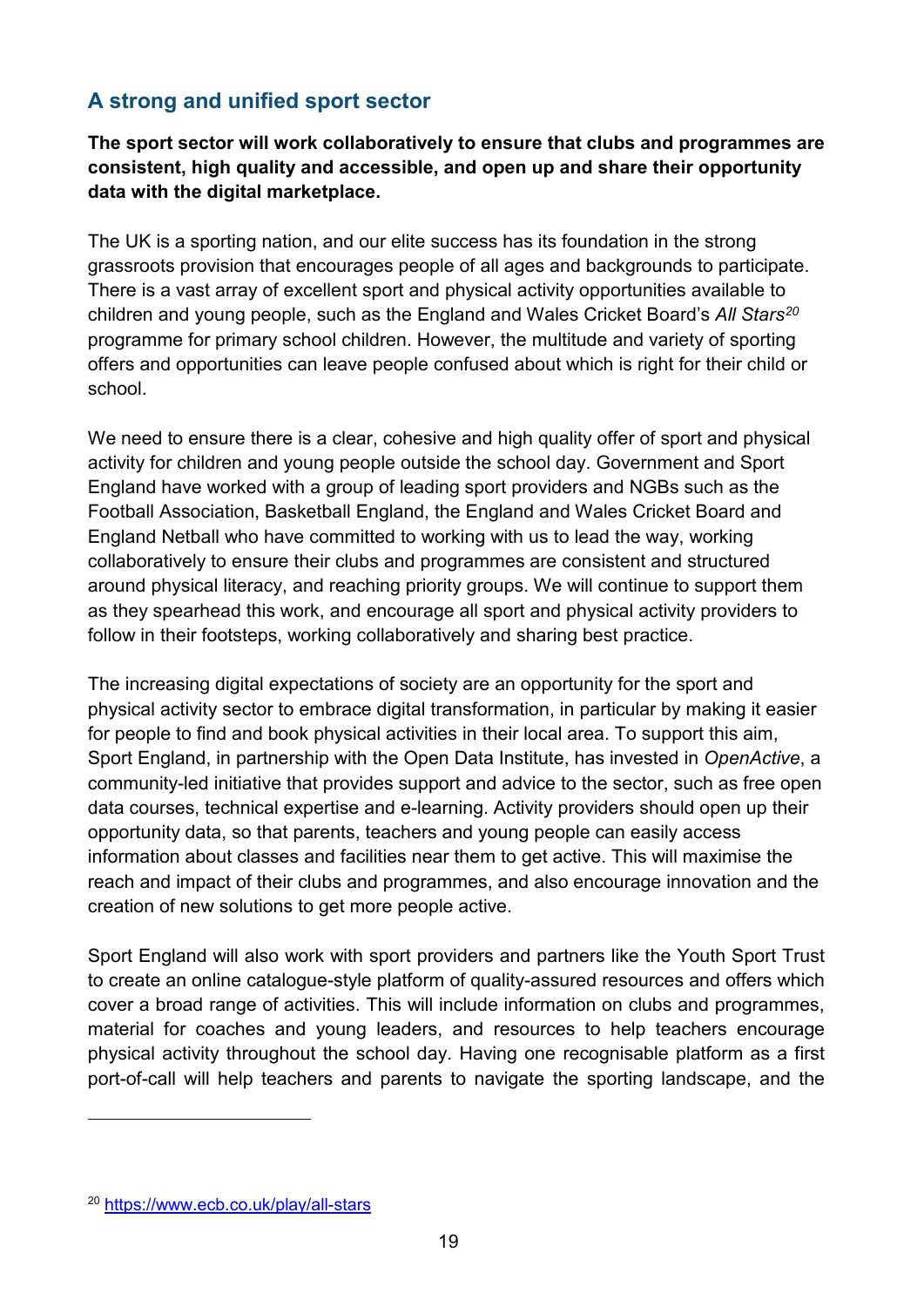## A strong and unified sport sector

**The sport sector will work collaboratively to ensure that clubs and programmes are consistent, high quality and accessible, and open up and share their opportunity data with the digital marketplace.**

The UK is a sporting nation, and our elite success has its foundation in the strong grassroots provision that encourages people of all ages and backgrounds to participate. There is a vast array of excellent sport and physical activity opportunities available to children and young people, such as the England and Wales Cricket Board's *All Stars*[20] programme for primary school children. However, the multitude and variety of sporting offers and opportunities can leave people confused about which is right for their child or school.

We need to ensure there is a clear, cohesive and high quality offer of sport and physical activity for children and young people outside the school day. Government and Sport England have worked with a group of leading sport providers and NGBs such as the Football Association, Basketball England, the England and Wales Cricket Board and England Netball who have committed to working with us to lead the way, working collaboratively to ensure their clubs and programmes are consistent and structured around physical literacy, and reaching priority groups. We will continue to support them as they spearhead this work, and encourage all sport and physical activity providers to follow in their footsteps, working collaboratively and sharing best practice.

The increasing digital expectations of society are an opportunity for the sport and physical activity sector to embrace digital transformation, in particular by making it easier for people to find and book physical activities in their local area. To support this aim, Sport England, in partnership with the Open Data Institute, has invested in *OpenActive*, a community-led initiative that provides support and advice to the sector, such as free open data courses, technical expertise and e-learning. Activity providers should open up their opportunity data, so that parents, teachers and young people can easily access information about classes and facilities near them to get active. This will maximise the reach and impact of their clubs and programmes, and also encourage innovation and the creation of new solutions to get more people active.

Sport England will also work with sport providers and partners like the Youth Sport Trust to create an online catalogue-style platform of quality-assured resources and offers which cover a broad range of activities. This will include information on clubs and programmes, material for coaches and young leaders, and resources to help teachers encourage physical activity throughout the school day. Having one recognisable platform as a first port-of-call will help teachers and parents to navigate the sporting landscape, and the

[20] https://www.ecb.co.uk/play/all-stars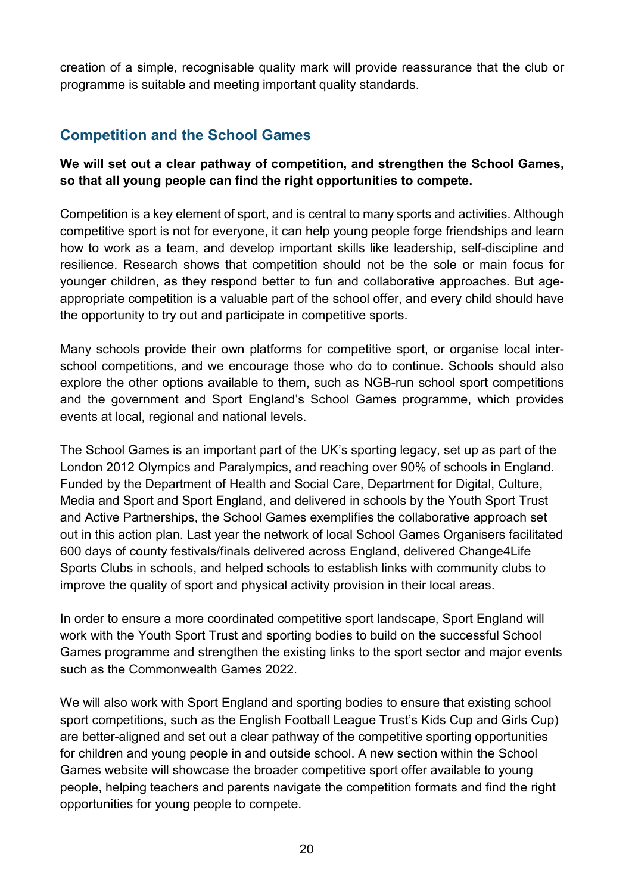creation of a simple, recognisable quality mark will provide reassurance that the club or programme is suitable and meeting important quality standards.

## Competition and the School Games

**We will set out a clear pathway of competition, and strengthen the School Games, so that all young people can find the right opportunities to compete.**

Competition is a key element of sport, and is central to many sports and activities. Although competitive sport is not for everyone, it can help young people forge friendships and learn how to work as a team, and develop important skills like leadership, self-discipline and resilience. Research shows that competition should not be the sole or main focus for younger children, as they respond better to fun and collaborative approaches. But age-appropriate competition is a valuable part of the school offer, and every child should have the opportunity to try out and participate in competitive sports.

Many schools provide their own platforms for competitive sport, or organise local inter-school competitions, and we encourage those who do to continue. Schools should also explore the other options available to them, such as NGB-run school sport competitions and the government and Sport England's School Games programme, which provides events at local, regional and national levels.

The School Games is an important part of the UK's sporting legacy, set up as part of the London 2012 Olympics and Paralympics, and reaching over 90% of schools in England. Funded by the Department of Health and Social Care, Department for Digital, Culture, Media and Sport and Sport England, and delivered in schools by the Youth Sport Trust and Active Partnerships, the School Games exemplifies the collaborative approach set out in this action plan. Last year the network of local School Games Organisers facilitated 600 days of county festivals/finals delivered across England, delivered Change4Life Sports Clubs in schools, and helped schools to establish links with community clubs to improve the quality of sport and physical activity provision in their local areas.

In order to ensure a more coordinated competitive sport landscape, Sport England will work with the Youth Sport Trust and sporting bodies to build on the successful School Games programme and strengthen the existing links to the sport sector and major events such as the Commonwealth Games 2022.

We will also work with Sport England and sporting bodies to ensure that existing school sport competitions, such as the English Football League Trust's Kids Cup and Girls Cup) are better-aligned and set out a clear pathway of the competitive sporting opportunities for children and young people in and outside school. A new section within the School Games website will showcase the broader competitive sport offer available to young people, helping teachers and parents navigate the competition formats and find the right opportunities for young people to compete.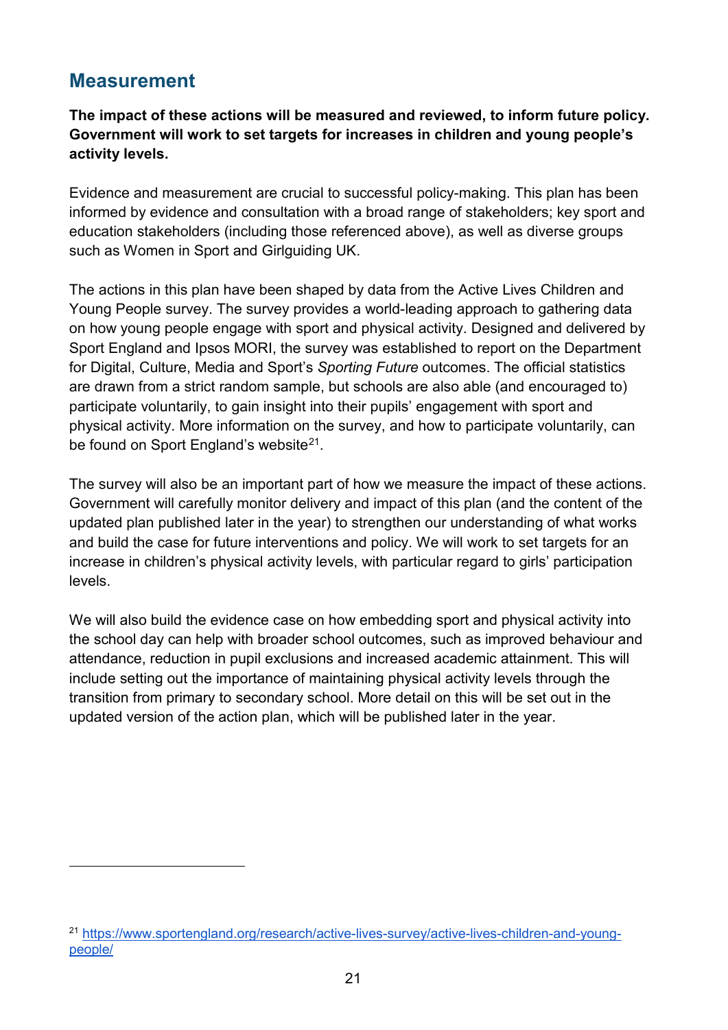## Measurement

**The impact of these actions will be measured and reviewed, to inform future policy. Government will work to set targets for increases in children and young people's activity levels.**

Evidence and measurement are crucial to successful policy-making. This plan has been informed by evidence and consultation with a broad range of stakeholders; key sport and education stakeholders (including those referenced above), as well as diverse groups such as Women in Sport and Girlguiding UK.

The actions in this plan have been shaped by data from the Active Lives Children and Young People survey. The survey provides a world-leading approach to gathering data on how young people engage with sport and physical activity. Designed and delivered by Sport England and Ipsos MORI, the survey was established to report on the Department for Digital, Culture, Media and Sport's *Sporting Future* outcomes. The official statistics are drawn from a strict random sample, but schools are also able (and encouraged to) participate voluntarily, to gain insight into their pupils' engagement with sport and physical activity. More information on the survey, and how to participate voluntarily, can be found on Sport England's website[21].

The survey will also be an important part of how we measure the impact of these actions. Government will carefully monitor delivery and impact of this plan (and the content of the updated plan published later in the year) to strengthen our understanding of what works and build the case for future interventions and policy. We will work to set targets for an increase in children's physical activity levels, with particular regard to girls' participation levels.

We will also build the evidence case on how embedding sport and physical activity into the school day can help with broader school outcomes, such as improved behaviour and attendance, reduction in pupil exclusions and increased academic attainment. This will include setting out the importance of maintaining physical activity levels through the transition from primary to secondary school. More detail on this will be set out in the updated version of the action plan, which will be published later in the year.

---

[21] https://www.sportengland.org/research/active-lives-survey/active-lives-children-and-young-people/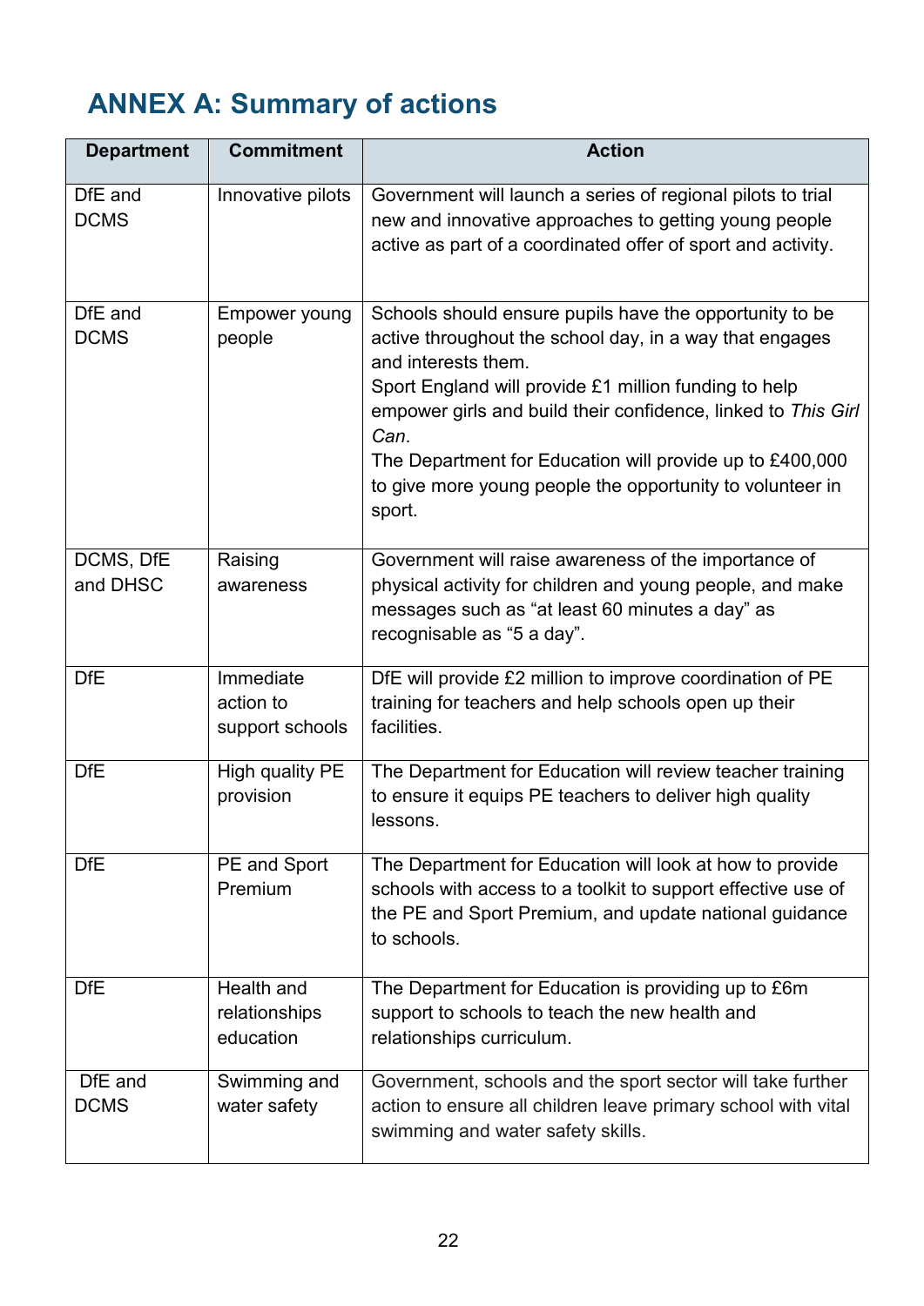## ANNEX A: Summary of actions

| Department | Commitment | Action |
|---|---|---|
| DfE and DCMS | Innovative pilots | Government will launch a series of regional pilots to trial new and innovative approaches to getting young people active as part of a coordinated offer of sport and activity. |
| DfE and DCMS | Empower young people | Schools should ensure pupils have the opportunity to be active throughout the school day, in a way that engages and interests them.<br>Sport England will provide £1 million funding to help empower girls and build their confidence, linked to *This Girl Can*.<br>The Department for Education will provide up to £400,000 to give more young people the opportunity to volunteer in sport. |
| DCMS, DfE and DHSC | Raising awareness | Government will raise awareness of the importance of physical activity for children and young people, and make messages such as "at least 60 minutes a day" as recognisable as "5 a day". |
| DfE | Immediate action to support schools | DfE will provide £2 million to improve coordination of PE training for teachers and help schools open up their facilities. |
| DfE | High quality PE provision | The Department for Education will review teacher training to ensure it equips PE teachers to deliver high quality lessons. |
| DfE | PE and Sport Premium | The Department for Education will look at how to provide schools with access to a toolkit to support effective use of the PE and Sport Premium, and update national guidance to schools. |
| DfE | Health and relationships education | The Department for Education is providing up to £6m support to schools to teach the new health and relationships curriculum. |
| DfE and DCMS | Swimming and water safety | Government, schools and the sport sector will take further action to ensure all children leave primary school with vital swimming and water safety skills. |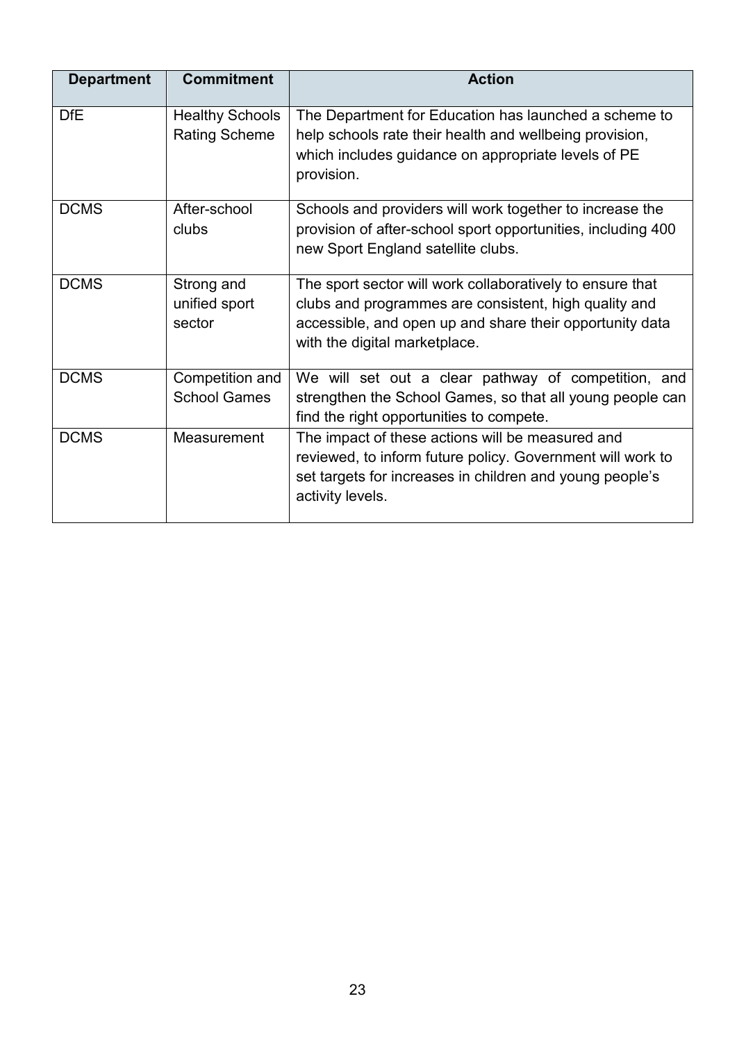| Department | Commitment | Action |
|---|---|---|
| DfE | Healthy Schools Rating Scheme | The Department for Education has launched a scheme to help schools rate their health and wellbeing provision, which includes guidance on appropriate levels of PE provision. |
| DCMS | After-school clubs | Schools and providers will work together to increase the provision of after-school sport opportunities, including 400 new Sport England satellite clubs. |
| DCMS | Strong and unified sport sector | The sport sector will work collaboratively to ensure that clubs and programmes are consistent, high quality and accessible, and open up and share their opportunity data with the digital marketplace. |
| DCMS | Competition and School Games | We will set out a clear pathway of competition, and strengthen the School Games, so that all young people can find the right opportunities to compete. |
| DCMS | Measurement | The impact of these actions will be measured and reviewed, to inform future policy. Government will work to set targets for increases in children and young people's activity levels. |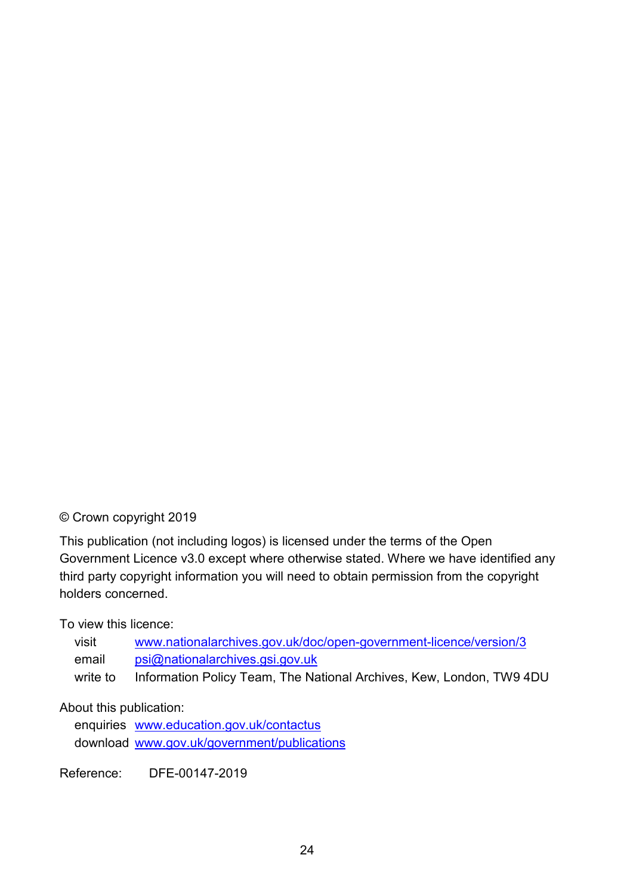© Crown copyright 2019

This publication (not including logos) is licensed under the terms of the Open Government Licence v3.0 except where otherwise stated. Where we have identified any third party copyright information you will need to obtain permission from the copyright holders concerned.

To view this licence:

| | |
|---|---|
| visit | [www.nationalarchives.gov.uk/doc/open-government-licence/version/3](http://www.nationalarchives.gov.uk/doc/open-government-licence/version/3) |
| email | [psi@nationalarchives.gsi.gov.uk](mailto:psi@nationalarchives.gsi.gov.uk) |
| write to | Information Policy Team, The National Archives, Kew, London, TW9 4DU |

About this publication:

| | |
|---|---|
| enquiries | [www.education.gov.uk/contactus](http://www.education.gov.uk/contactus) |
| download | [www.gov.uk/government/publications](http://www.gov.uk/government/publications) |

Reference: DFE-00147-2019